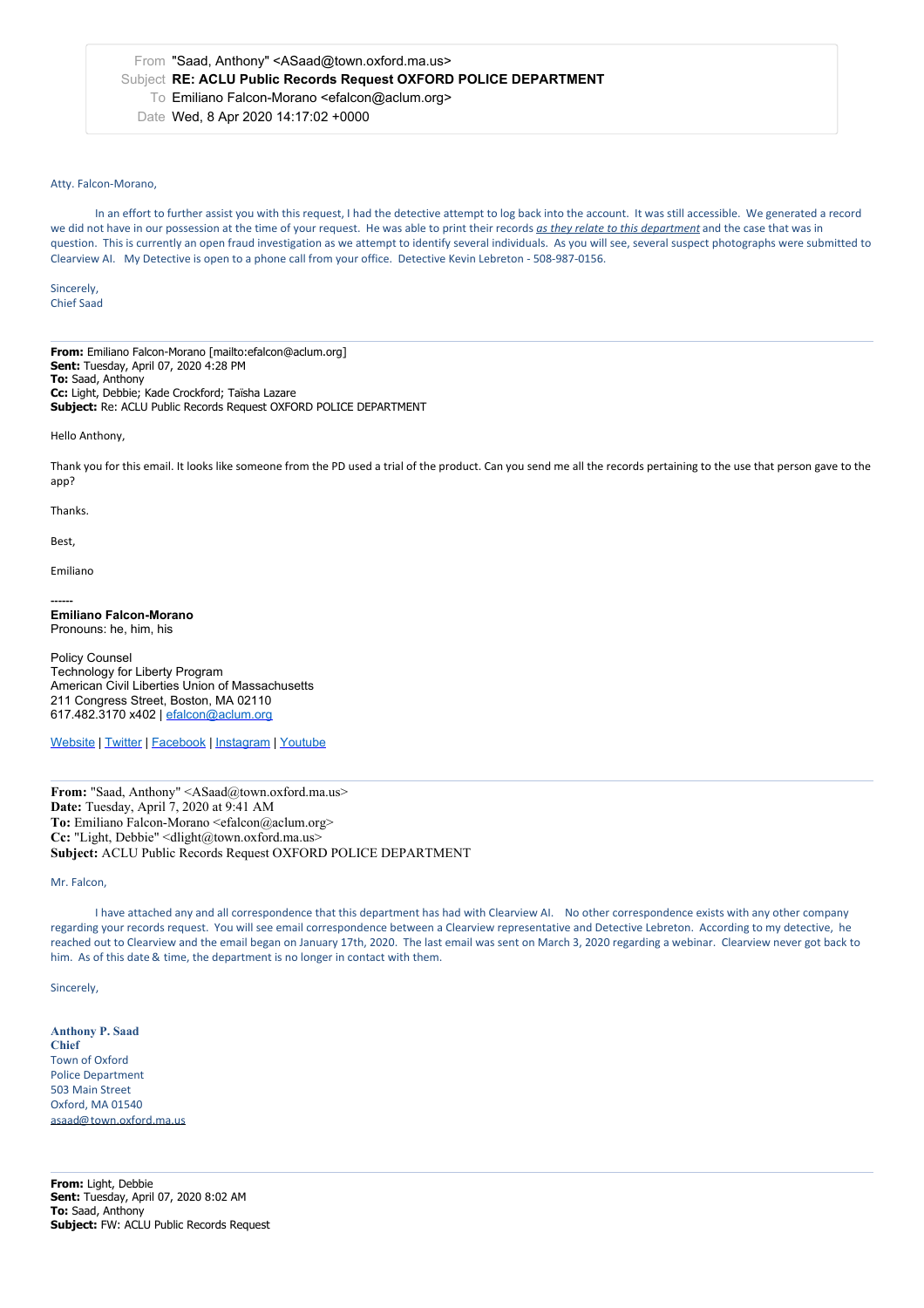From "Saad, Anthony" <ASaad@town.oxford.ma.us>
Subject **RE: ACLU Public Records Request OXFORD POLICE DEPARTMENT**
To Emiliano Falcon-Morano <efalcon@aclum.org>
Date Wed, 8 Apr 2020 14:17:02 +0000

Atty. Falcon-Morano,

In an effort to further assist you with this request, I had the detective attempt to log back into the account. It was still accessible. We generated a record we did not have in our possession at the time of your request. He was able to print their records ***as they relate to this department*** and the case that was in question. This is currently an open fraud investigation as we attempt to identify several individuals. As you will see, several suspect photographs were submitted to Clearview AI. My Detective is open to a phone call from your office. Detective Kevin Lebreton - 508-987-0156.

Sincerely,
Chief Saad

---

**From:** Emiliano Falcon-Morano [mailto:efalcon@aclum.org]
**Sent:** Tuesday, April 07, 2020 4:28 PM
**To:** Saad, Anthony
**Cc:** Light, Debbie; Kade Crockford; Taïsha Lazare
**Subject:** Re: ACLU Public Records Request OXFORD POLICE DEPARTMENT

Hello Anthony,

Thank you for this email. It looks like someone from the PD used a trial of the product. Can you send me all the records pertaining to the use that person gave to the app?

Thanks.

Best,

Emiliano

------
**Emiliano Falcon-Morano**
Pronouns: he, him, his

Policy Counsel
Technology for Liberty Program
American Civil Liberties Union of Massachusetts
211 Congress Street, Boston, MA 02110
617.482.3170 x402 | efalcon@aclum.org

Website | Twitter | Facebook | Instagram | Youtube

---

**From:** "Saad, Anthony" <ASaad@town.oxford.ma.us>
**Date:** Tuesday, April 7, 2020 at 9:41 AM
**To:** Emiliano Falcon-Morano <efalcon@aclum.org>
**Cc:** "Light, Debbie" <dlight@town.oxford.ma.us>
**Subject:** ACLU Public Records Request OXFORD POLICE DEPARTMENT

Mr. Falcon,

I have attached any and all correspondence that this department has had with Clearview AI. No other correspondence exists with any other company regarding your records request. You will see email correspondence between a Clearview representative and Detective Lebreton. According to my detective, he reached out to Clearview and the email began on January 17th, 2020. The last email was sent on March 3, 2020 regarding a webinar. Clearview never got back to him. As of this date & time, the department is no longer in contact with them.

Sincerely,

**Anthony P. Saad**
**Chief**
Town of Oxford
Police Department
503 Main Street
Oxford, MA 01540
asaad@town.oxford.ma.us

---

**From:** Light, Debbie
**Sent:** Tuesday, April 07, 2020 8:02 AM
**To:** Saad, Anthony
**Subject:** FW: ACLU Public Records Request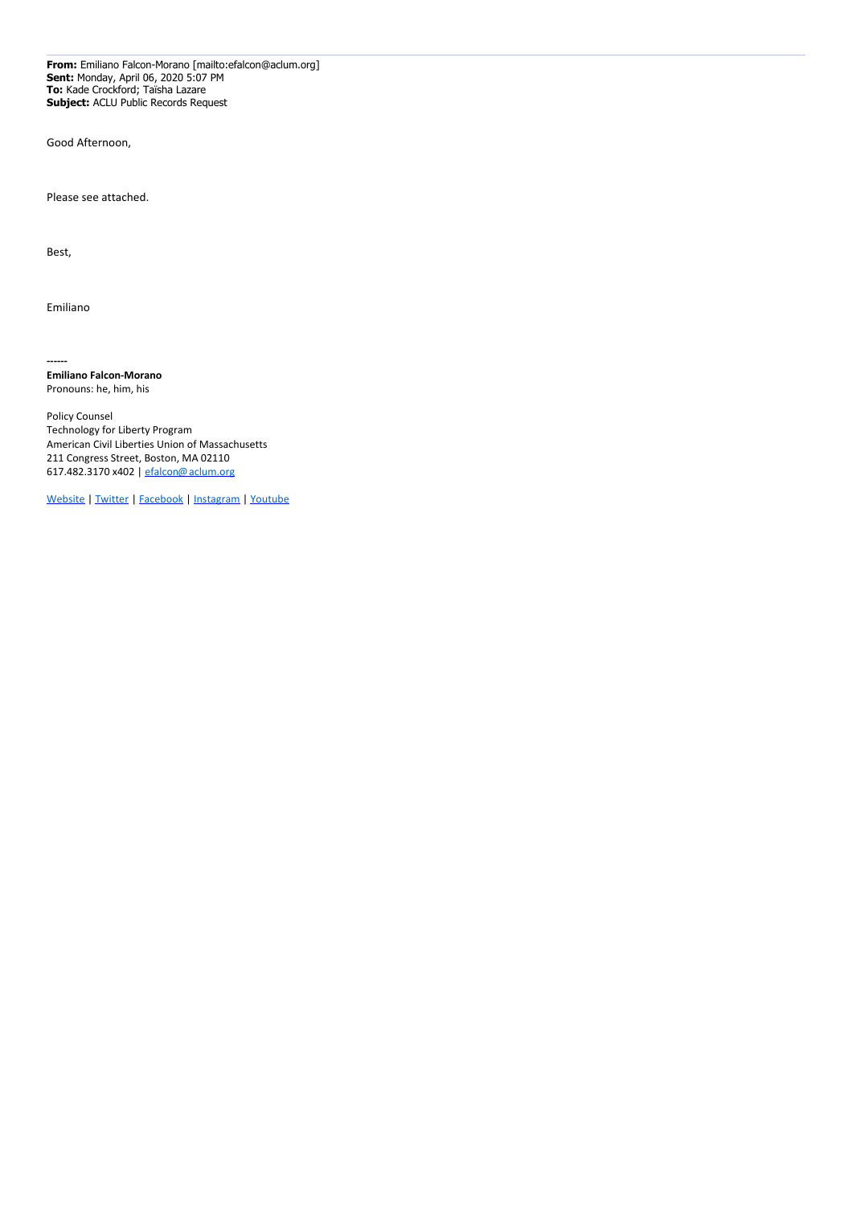**From:** Emiliano Falcon-Morano [mailto:efalcon@aclum.org]
**Sent:** Monday, April 06, 2020 5:07 PM
**To:** Kade Crockford; Taisha Lazare
**Subject:** ACLU Public Records Request

Good Afternoon,

Please see attached.

Best,

Emiliano

------
**Emiliano Falcon-Morano**
Pronouns: he, him, his

Policy Counsel
Technology for Liberty Program
American Civil Liberties Union of Massachusetts
211 Congress Street, Boston, MA 02110
617.482.3170 x402 | efalcon@aclum.org

Website | Twitter | Facebook | Instagram | Youtube